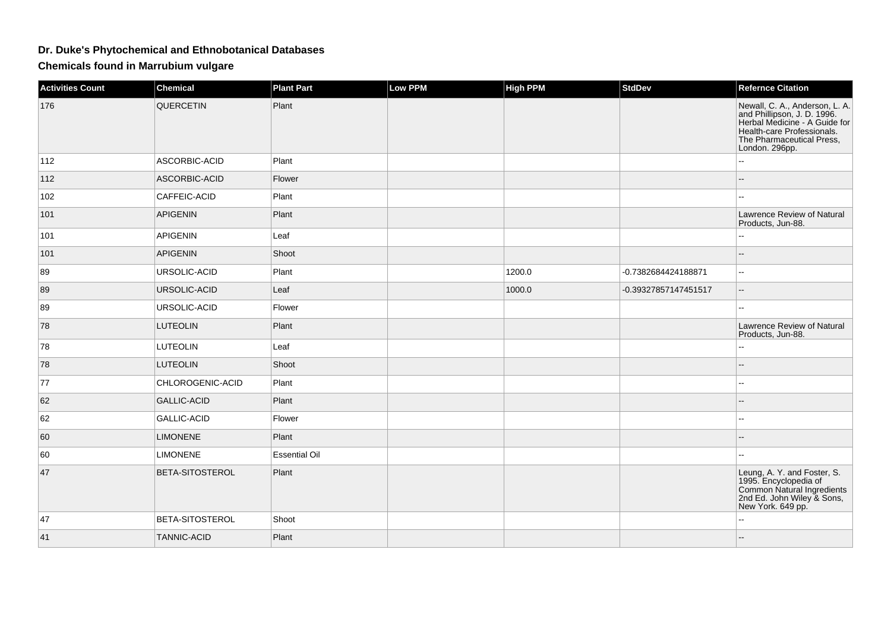## Dr. Duke's Phytochemical and Ethnobotanical Databases

### Chemicals found in Marrubium vulgare

| Activities Count | Chemical | Plant Part | Low PPM | High PPM | StdDev | Refernce Citation |
|---|---|---|---|---|---|---|
| 176 | QUERCETIN | Plant | | | | Newall, C. A., Anderson, L. A. and Phillipson, J. D. 1996. Herbal Medicine - A Guide for Health-care Professionals. The Pharmaceutical Press, London. 296pp. |
| 112 | ASCORBIC-ACID | Plant | | | | -- |
| 112 | ASCORBIC-ACID | Flower | | | | -- |
| 102 | CAFFEIC-ACID | Plant | | | | -- |
| 101 | APIGENIN | Plant | | | | Lawrence Review of Natural Products, Jun-88. |
| 101 | APIGENIN | Leaf | | | | -- |
| 101 | APIGENIN | Shoot | | | | -- |
| 89 | URSOLIC-ACID | Plant | | 1200.0 | -0.7382684424188871 | -- |
| 89 | URSOLIC-ACID | Leaf | | 1000.0 | -0.39327857147451517 | -- |
| 89 | URSOLIC-ACID | Flower | | | | -- |
| 78 | LUTEOLIN | Plant | | | | Lawrence Review of Natural Products, Jun-88. |
| 78 | LUTEOLIN | Leaf | | | | -- |
| 78 | LUTEOLIN | Shoot | | | | -- |
| 77 | CHLOROGENIC-ACID | Plant | | | | -- |
| 62 | GALLIC-ACID | Plant | | | | -- |
| 62 | GALLIC-ACID | Flower | | | | -- |
| 60 | LIMONENE | Plant | | | | -- |
| 60 | LIMONENE | Essential Oil | | | | -- |
| 47 | BETA-SITOSTEROL | Plant | | | | Leung, A. Y. and Foster, S. 1995. Encyclopedia of Common Natural Ingredients 2nd Ed. John Wiley & Sons, New York. 649 pp. |
| 47 | BETA-SITOSTEROL | Shoot | | | | -- |
| 41 | TANNIC-ACID | Plant | | | | -- |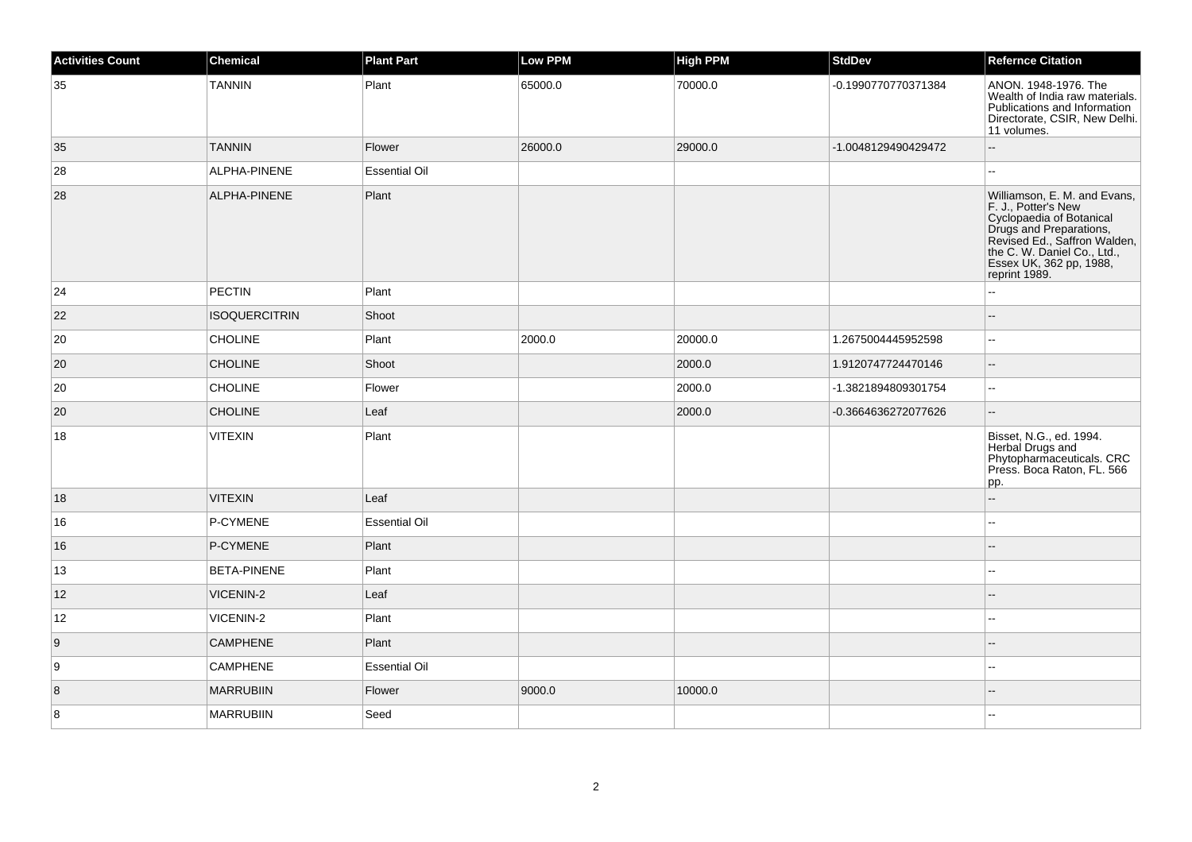| Activities Count | Chemical | Plant Part | Low PPM | High PPM | StdDev | Refernce Citation |
|---|---|---|---|---|---|---|
| 35 | TANNIN | Plant | 65000.0 | 70000.0 | -0.1990770770371384 | ANON. 1948-1976. The Wealth of India raw materials. Publications and Information Directorate, CSIR, New Delhi. 11 volumes. |
| 35 | TANNIN | Flower | 26000.0 | 29000.0 | -1.0048129490429472 | -- |
| 28 | ALPHA-PINENE | Essential Oil | | | | -- |
| 28 | ALPHA-PINENE | Plant | | | | Williamson, E. M. and Evans, F. J., Potter's New Cyclopaedia of Botanical Drugs and Preparations, Revised Ed., Saffron Walden, the C. W. Daniel Co., Ltd., Essex UK, 362 pp, 1988, reprint 1989. |
| 24 | PECTIN | Plant | | | | -- |
| 22 | ISOQUERCITRIN | Shoot | | | | -- |
| 20 | CHOLINE | Plant | 2000.0 | 20000.0 | 1.2675004445952598 | -- |
| 20 | CHOLINE | Shoot | | 2000.0 | 1.9120747724470146 | -- |
| 20 | CHOLINE | Flower | | 2000.0 | -1.3821894809301754 | -- |
| 20 | CHOLINE | Leaf | | 2000.0 | -0.3664636272077626 | -- |
| 18 | VITEXIN | Plant | | | | Bisset, N.G., ed. 1994. Herbal Drugs and Phytopharmaceuticals. CRC Press. Boca Raton, FL. 566 pp. |
| 18 | VITEXIN | Leaf | | | | -- |
| 16 | P-CYMENE | Essential Oil | | | | -- |
| 16 | P-CYMENE | Plant | | | | -- |
| 13 | BETA-PINENE | Plant | | | | -- |
| 12 | VICENIN-2 | Leaf | | | | -- |
| 12 | VICENIN-2 | Plant | | | | -- |
| 9 | CAMPHENE | Plant | | | | -- |
| 9 | CAMPHENE | Essential Oil | | | | -- |
| 8 | MARRUBIIN | Flower | 9000.0 | 10000.0 | | -- |
| 8 | MARRUBIIN | Seed | | | | -- |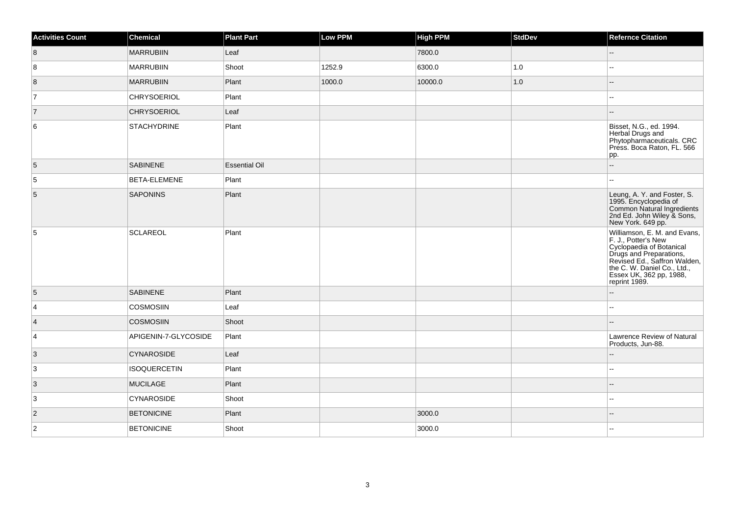| Activities Count | Chemical | Plant Part | Low PPM | High PPM | StdDev | Refernce Citation |
|---|---|---|---|---|---|---|
| 8 | MARRUBIIN | Leaf | | 7800.0 | | -- |
| 8 | MARRUBIIN | Shoot | 1252.9 | 6300.0 | 1.0 | -- |
| 8 | MARRUBIIN | Plant | 1000.0 | 10000.0 | 1.0 | -- |
| 7 | CHRYSOERIOL | Plant | | | | -- |
| 7 | CHRYSOERIOL | Leaf | | | | -- |
| 6 | STACHYDRINE | Plant | | | | Bisset, N.G., ed. 1994. Herbal Drugs and Phytopharmaceuticals. CRC Press. Boca Raton, FL. 566 pp. |
| 5 | SABINENE | Essential Oil | | | | -- |
| 5 | BETA-ELEMENE | Plant | | | | -- |
| 5 | SAPONINS | Plant | | | | Leung, A. Y. and Foster, S. 1995. Encyclopedia of Common Natural Ingredients 2nd Ed. John Wiley & Sons, New York. 649 pp. |
| 5 | SCLAREOL | Plant | | | | Williamson, E. M. and Evans, F. J., Potter's New Cyclopaedia of Botanical Drugs and Preparations, Revised Ed., Saffron Walden, the C. W. Daniel Co., Ltd., Essex UK, 362 pp, 1988, reprint 1989. |
| 5 | SABINENE | Plant | | | | -- |
| 4 | COSMOSIIN | Leaf | | | | -- |
| 4 | COSMOSIIN | Shoot | | | | -- |
| 4 | APIGENIN-7-GLYCOSIDE | Plant | | | | Lawrence Review of Natural Products, Jun-88. |
| 3 | CYNAROSIDE | Leaf | | | | -- |
| 3 | ISOQUERCETIN | Plant | | | | -- |
| 3 | MUCILAGE | Plant | | | | -- |
| 3 | CYNAROSIDE | Shoot | | | | -- |
| 2 | BETONICINE | Plant | | 3000.0 | | -- |
| 2 | BETONICINE | Shoot | | 3000.0 | | -- |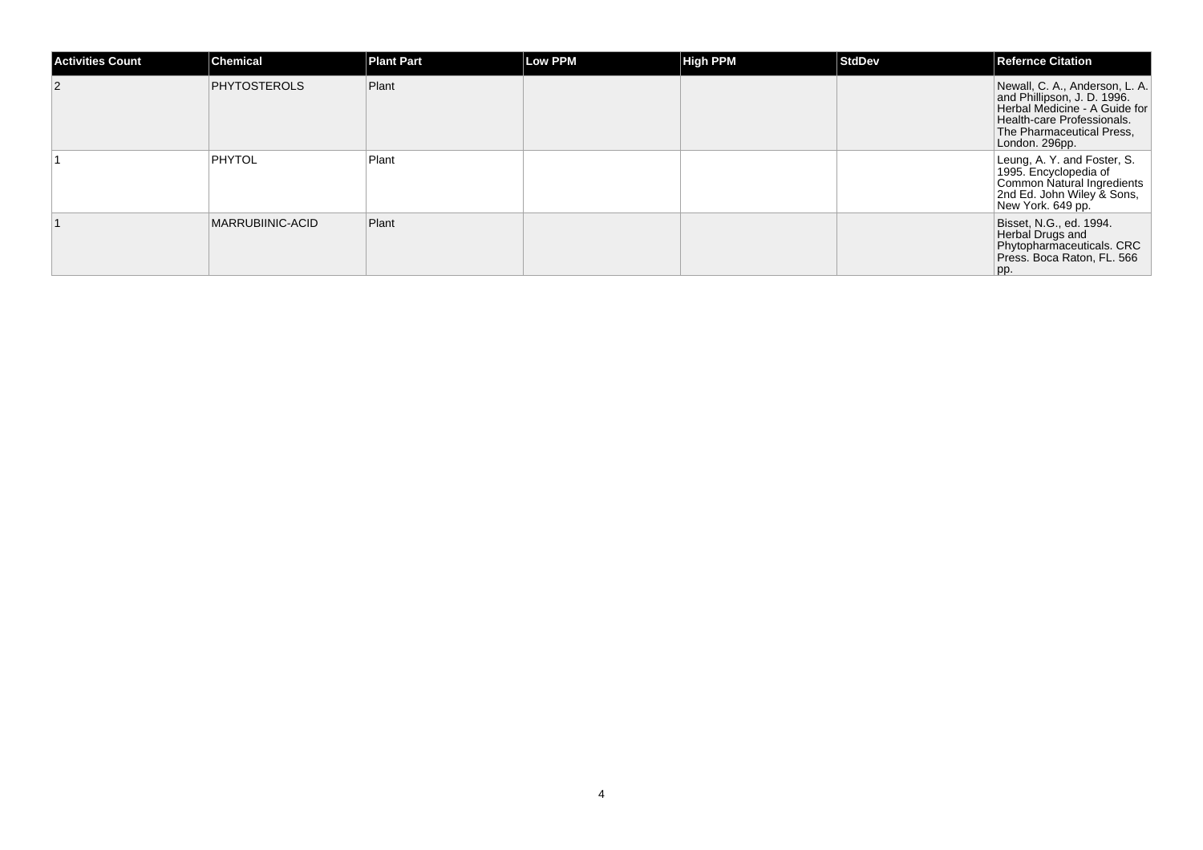| Activities Count | Chemical | Plant Part | Low PPM | High PPM | StdDev | Refernce Citation |
|---|---|---|---|---|---|---|
| 2 | PHYTOSTEROLS | Plant | | | | Newall, C. A., Anderson, L. A. and Phillipson, J. D. 1996. Herbal Medicine - A Guide for Health-care Professionals. The Pharmaceutical Press, London. 296pp. |
| 1 | PHYTOL | Plant | | | | Leung, A. Y. and Foster, S. 1995. Encyclopedia of Common Natural Ingredients 2nd Ed. John Wiley & Sons, New York. 649 pp. |
| 1 | MARRUBIINIC-ACID | Plant | | | | Bisset, N.G., ed. 1994. Herbal Drugs and Phytopharmaceuticals. CRC Press. Boca Raton, FL. 566 pp. |